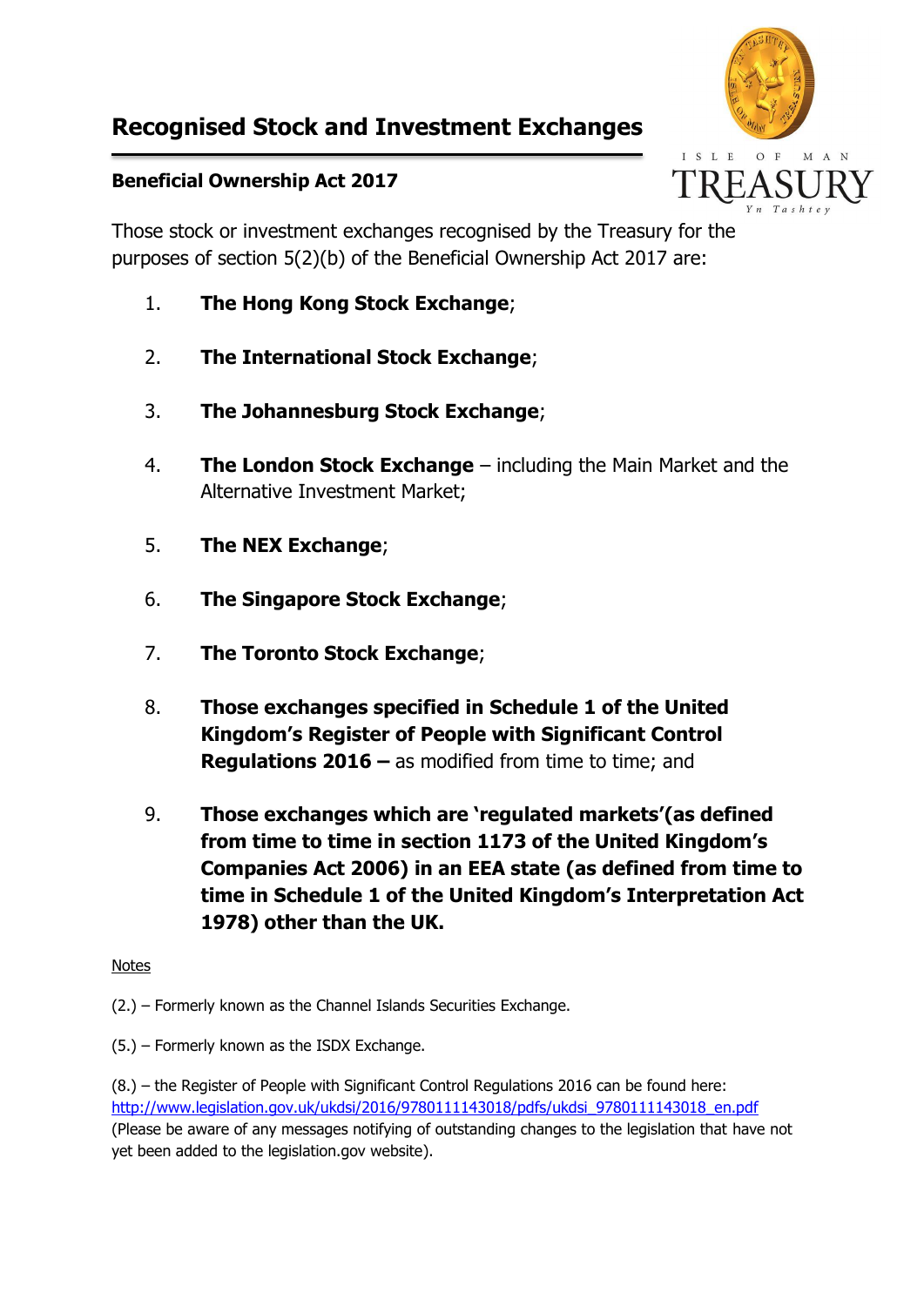# Recognised Stock and Investment Exchanges

ISLE OF MAN TREASURY Yn Tashtey

## Beneficial Ownership Act 2017

Those stock or investment exchanges recognised by the Treasury for the purposes of section 5(2)(b) of the Beneficial Ownership Act 2017 are:

1. **The Hong Kong Stock Exchange**;
2. **The International Stock Exchange**;
3. **The Johannesburg Stock Exchange**;
4. **The London Stock Exchange** – including the Main Market and the Alternative Investment Market;
5. **The NEX Exchange**;
6. **The Singapore Stock Exchange**;
7. **The Toronto Stock Exchange**;
8. **Those exchanges specified in Schedule 1 of the United Kingdom's Register of People with Significant Control Regulations 2016 –** as modified from time to time; and
9. **Those exchanges which are 'regulated markets'(as defined from time to time in section 1173 of the United Kingdom's Companies Act 2006) in an EEA state (as defined from time to time in Schedule 1 of the United Kingdom's Interpretation Act 1978) other than the UK.**

Notes

(2.) – Formerly known as the Channel Islands Securities Exchange.

(5.) – Formerly known as the ISDX Exchange.

(8.) – the Register of People with Significant Control Regulations 2016 can be found here: http://www.legislation.gov.uk/ukdsi/2016/9780111143018/pdfs/ukdsi_9780111143018_en.pdf (Please be aware of any messages notifying of outstanding changes to the legislation that have not yet been added to the legislation.gov website).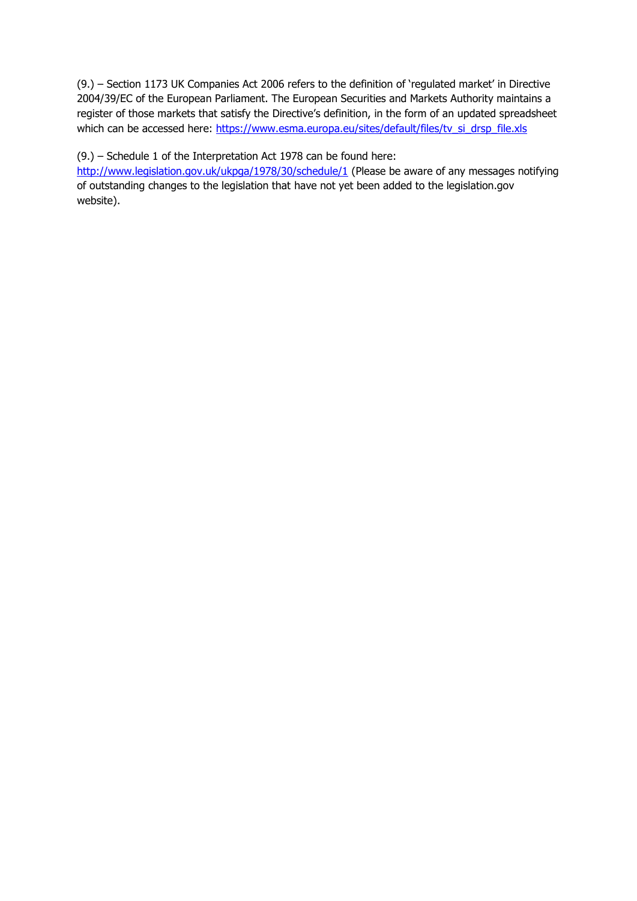(9.) – Section 1173 UK Companies Act 2006 refers to the definition of 'regulated market' in Directive 2004/39/EC of the European Parliament. The European Securities and Markets Authority maintains a register of those markets that satisfy the Directive's definition, in the form of an updated spreadsheet which can be accessed here: [https://www.esma.europa.eu/sites/default/files/tv_si_drsp_file.xls](https://www.esma.europa.eu/sites/default/files/tv_si_drsp_file.xls)

(9.) – Schedule 1 of the Interpretation Act 1978 can be found here: [http://www.legislation.gov.uk/ukpga/1978/30/schedule/1](http://www.legislation.gov.uk/ukpga/1978/30/schedule/1) (Please be aware of any messages notifying of outstanding changes to the legislation that have not yet been added to the legislation.gov website).